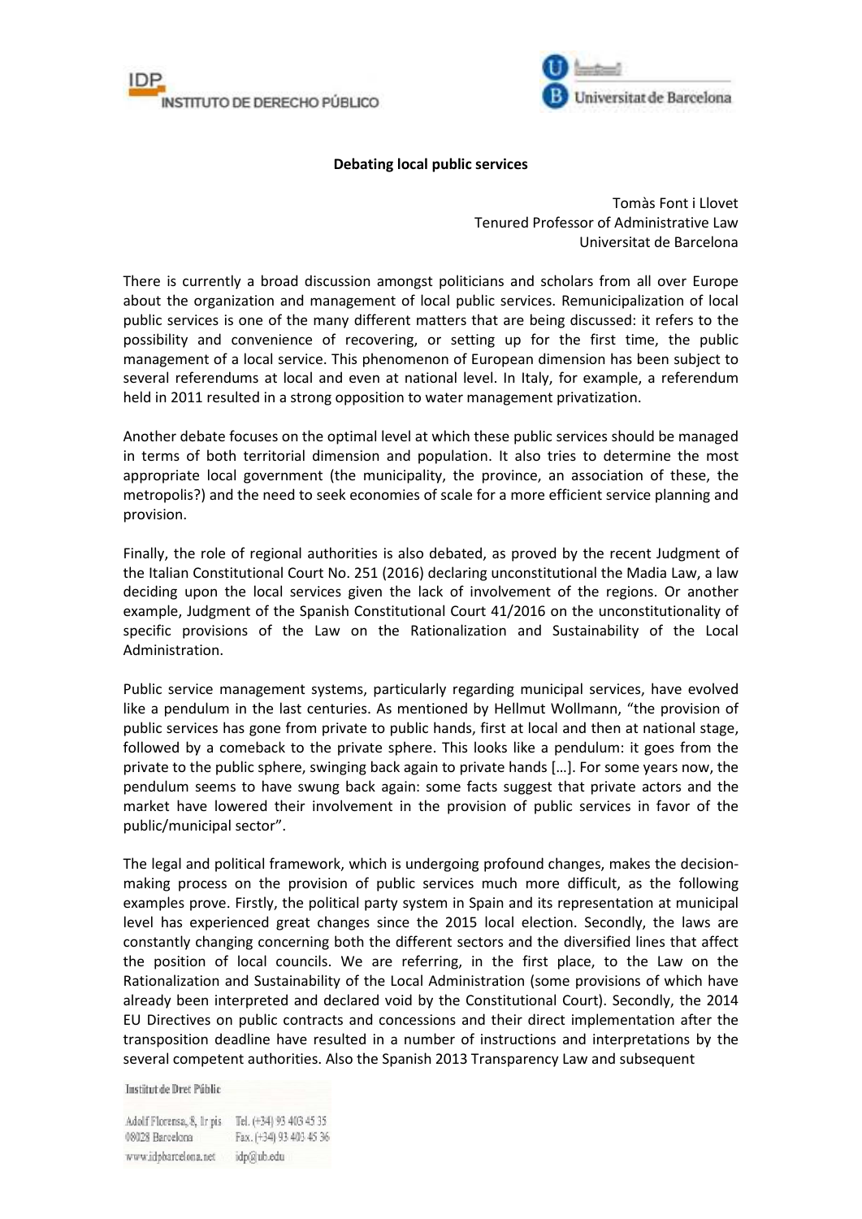**Debating local public services**

Tomàs Font i Llovet
Tenured Professor of Administrative Law
Universitat de Barcelona

There is currently a broad discussion amongst politicians and scholars from all over Europe about the organization and management of local public services. Remunicipalization of local public services is one of the many different matters that are being discussed: it refers to the possibility and convenience of recovering, or setting up for the first time, the public management of a local service. This phenomenon of European dimension has been subject to several referendums at local and even at national level. In Italy, for example, a referendum held in 2011 resulted in a strong opposition to water management privatization.

Another debate focuses on the optimal level at which these public services should be managed in terms of both territorial dimension and population. It also tries to determine the most appropriate local government (the municipality, the province, an association of these, the metropolis?) and the need to seek economies of scale for a more efficient service planning and provision.

Finally, the role of regional authorities is also debated, as proved by the recent Judgment of the Italian Constitutional Court No. 251 (2016) declaring unconstitutional the Madia Law, a law deciding upon the local services given the lack of involvement of the regions. Or another example, Judgment of the Spanish Constitutional Court 41/2016 on the unconstitutionality of specific provisions of the Law on the Rationalization and Sustainability of the Local Administration.

Public service management systems, particularly regarding municipal services, have evolved like a pendulum in the last centuries. As mentioned by Hellmut Wollmann, "the provision of public services has gone from private to public hands, first at local and then at national stage, followed by a comeback to the private sphere. This looks like a pendulum: it goes from the private to the public sphere, swinging back again to private hands […]. For some years now, the pendulum seems to have swung back again: some facts suggest that private actors and the market have lowered their involvement in the provision of public services in favor of the public/municipal sector".

The legal and political framework, which is undergoing profound changes, makes the decision-making process on the provision of public services much more difficult, as the following examples prove. Firstly, the political party system in Spain and its representation at municipal level has experienced great changes since the 2015 local election. Secondly, the laws are constantly changing concerning both the different sectors and the diversified lines that affect the position of local councils. We are referring, in the first place, to the Law on the Rationalization and Sustainability of the Local Administration (some provisions of which have already been interpreted and declared void by the Constitutional Court). Secondly, the 2014 EU Directives on public contracts and concessions and their direct implementation after the transposition deadline have resulted in a number of instructions and interpretations by the several competent authorities. Also the Spanish 2013 Transparency Law and subsequent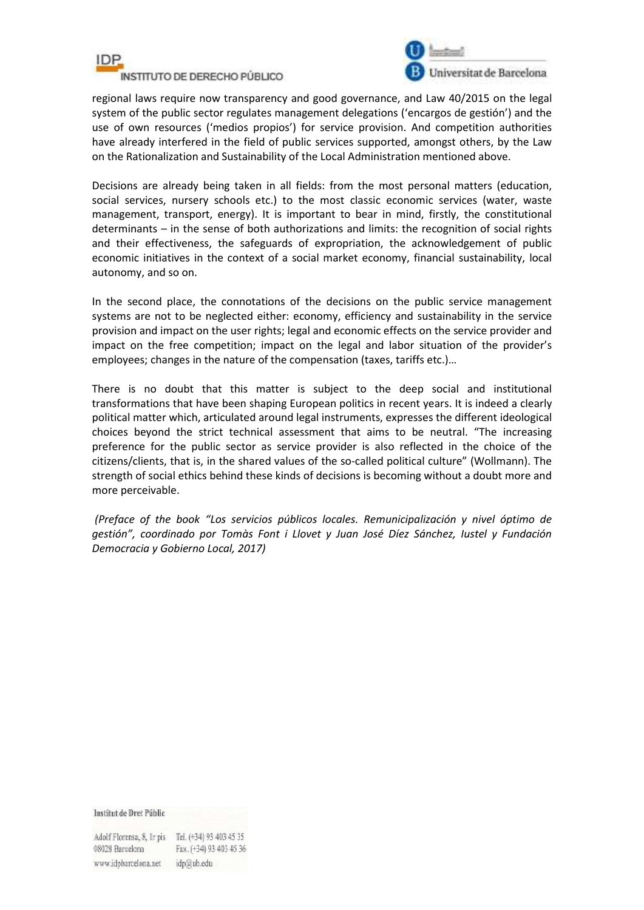regional laws require now transparency and good governance, and Law 40/2015 on the legal system of the public sector regulates management delegations ('encargos de gestión') and the use of own resources ('medios propios') for service provision. And competition authorities have already interfered in the field of public services supported, amongst others, by the Law on the Rationalization and Sustainability of the Local Administration mentioned above.

Decisions are already being taken in all fields: from the most personal matters (education, social services, nursery schools etc.) to the most classic economic services (water, waste management, transport, energy). It is important to bear in mind, firstly, the constitutional determinants – in the sense of both authorizations and limits: the recognition of social rights and their effectiveness, the safeguards of expropriation, the acknowledgement of public economic initiatives in the context of a social market economy, financial sustainability, local autonomy, and so on.

In the second place, the connotations of the decisions on the public service management systems are not to be neglected either: economy, efficiency and sustainability in the service provision and impact on the user rights; legal and economic effects on the service provider and impact on the free competition; impact on the legal and labor situation of the provider's employees; changes in the nature of the compensation (taxes, tariffs etc.)…

There is no doubt that this matter is subject to the deep social and institutional transformations that have been shaping European politics in recent years. It is indeed a clearly political matter which, articulated around legal instruments, expresses the different ideological choices beyond the strict technical assessment that aims to be neutral. "The increasing preference for the public sector as service provider is also reflected in the choice of the citizens/clients, that is, in the shared values of the so-called political culture" (Wollmann). The strength of social ethics behind these kinds of decisions is becoming without a doubt more and more perceivable.

*(Preface of the book "Los servicios públicos locales. Remunicipalización y nivel óptimo de gestión", coordinado por Tomàs Font i Llovet y Juan José Díez Sánchez, Iustel y Fundación Democracia y Gobierno Local, 2017)*